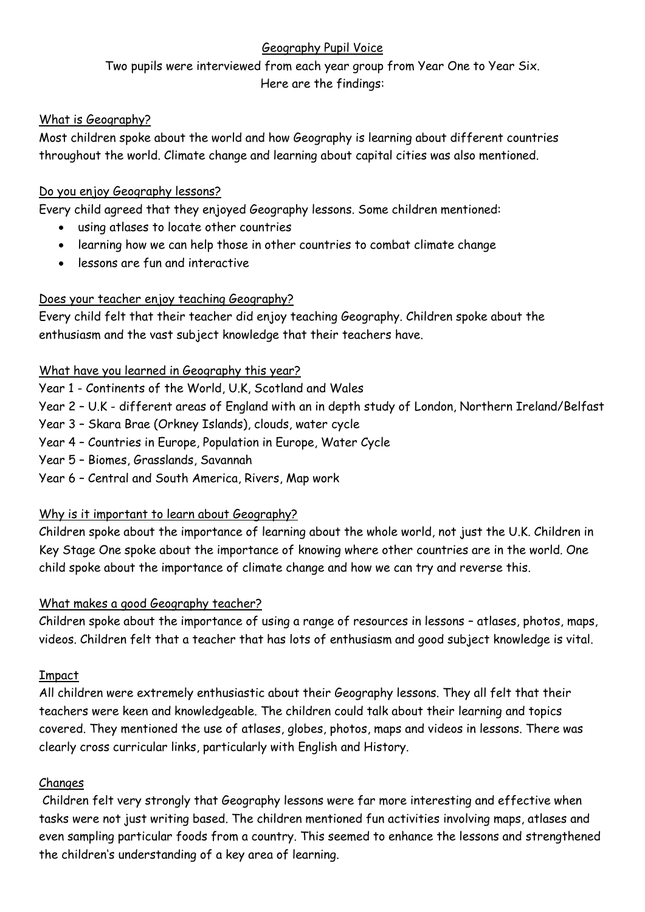# Geography Pupil Voice

Two pupils were interviewed from each year group from Year One to Year Six.
Here are the findings:

## What is Geography?

Most children spoke about the world and how Geography is learning about different countries throughout the world. Climate change and learning about capital cities was also mentioned.

## Do you enjoy Geography lessons?

Every child agreed that they enjoyed Geography lessons. Some children mentioned:

- using atlases to locate other countries
- learning how we can help those in other countries to combat climate change
- lessons are fun and interactive

## Does your teacher enjoy teaching Geography?

Every child felt that their teacher did enjoy teaching Geography. Children spoke about the enthusiasm and the vast subject knowledge that their teachers have.

## What have you learned in Geography this year?

Year 1 - Continents of the World, U.K, Scotland and Wales
Year 2 – U.K - different areas of England with an in depth study of London, Northern Ireland/Belfast
Year 3 – Skara Brae (Orkney Islands), clouds, water cycle
Year 4 – Countries in Europe, Population in Europe, Water Cycle
Year 5 – Biomes, Grasslands, Savannah
Year 6 – Central and South America, Rivers, Map work

## Why is it important to learn about Geography?

Children spoke about the importance of learning about the whole world, not just the U.K. Children in Key Stage One spoke about the importance of knowing where other countries are in the world. One child spoke about the importance of climate change and how we can try and reverse this.

## What makes a good Geography teacher?

Children spoke about the importance of using a range of resources in lessons – atlases, photos, maps, videos. Children felt that a teacher that has lots of enthusiasm and good subject knowledge is vital.

## Impact

All children were extremely enthusiastic about their Geography lessons. They all felt that their teachers were keen and knowledgeable. The children could talk about their learning and topics covered. They mentioned the use of atlases, globes, photos, maps and videos in lessons. There was clearly cross curricular links, particularly with English and History.

## Changes

Children felt very strongly that Geography lessons were far more interesting and effective when tasks were not just writing based. The children mentioned fun activities involving maps, atlases and even sampling particular foods from a country. This seemed to enhance the lessons and strengthened the children's understanding of a key area of learning.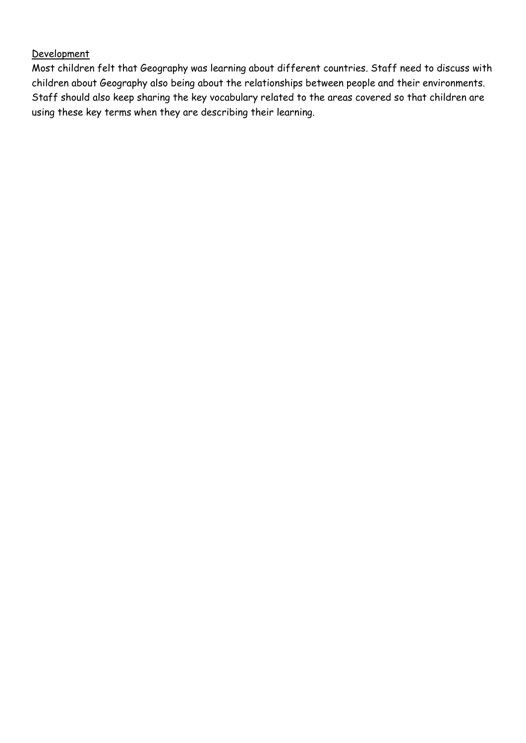<u>Development</u>

Most children felt that Geography was learning about different countries. Staff need to discuss with children about Geography also being about the relationships between people and their environments. Staff should also keep sharing the key vocabulary related to the areas covered so that children are using these key terms when they are describing their learning.